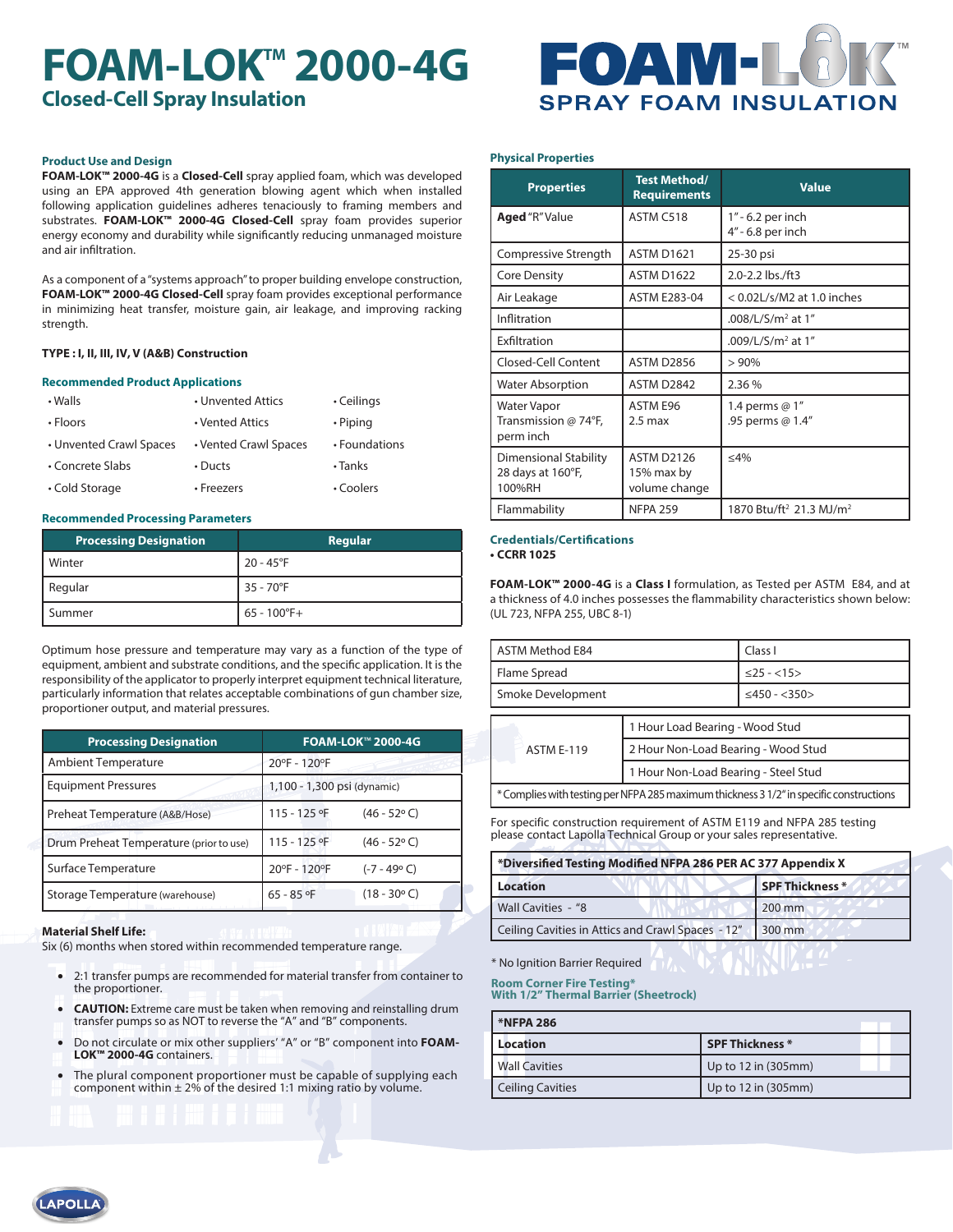# FOAM-LOK™ 2000-4G

## Closed-Cell Spray Insulation

FOAM-LOK™ SPRAY FOAM INSULATION

### Product Use and Design

**FOAM-LOK™ 2000-4G** is a **Closed-Cell** spray applied foam, which was developed using an EPA approved 4th generation blowing agent which when installed following application guidelines adheres tenaciously to framing members and substrates. **FOAM-LOK™ 2000-4G Closed-Cell** spray foam provides superior energy economy and durability while significantly reducing unmanaged moisture and air infiltration.

As a component of a "systems approach" to proper building envelope construction, **FOAM-LOK™ 2000-4G Closed-Cell** spray foam provides exceptional performance in minimizing heat transfer, moisture gain, air leakage, and improving racking strength.

**TYPE : I, II, III, IV, V (A&B) Construction**

### Recommended Product Applications

- Walls
- Floors
- Unvented Crawl Spaces
- Concrete Slabs
- Cold Storage
- Unvented Attics
- Vented Attics
- Vented Crawl Spaces
- Ducts
- Freezers
- Ceilings
- Piping
- Foundations
- Tanks
- Coolers

### Recommended Processing Parameters

| Processing Designation | Regular |
|---|---|
| Winter | 20 - 45°F |
| Regular | 35 - 70°F |
| Summer | 65 - 100°F+ |

Optimum hose pressure and temperature may vary as a function of the type of equipment, ambient and substrate conditions, and the specific application. It is the responsibility of the applicator to properly interpret equipment technical literature, particularly information that relates acceptable combinations of gun chamber size, proportioner output, and material pressures.

| Processing Designation | FOAM-LOK™ 2000-4G | |
|---|---|---|
| Ambient Temperature | 20ºF - 120ºF | |
| Equipment Pressures | 1,100 - 1,300 psi (dynamic) | |
| Preheat Temperature (A&B/Hose) | 115 - 125 ºF | (46 - 52º C) |
| Drum Preheat Temperature (prior to use) | 115 - 125 ºF | (46 - 52º C) |
| Surface Temperature | 20ºF - 120ºF | (-7 - 49º C) |
| Storage Temperature (warehouse) | 65 - 85 ºF | (18 - 30º C) |

**Material Shelf Life:**
Six (6) months when stored within recommended temperature range.

- 2:1 transfer pumps are recommended for material transfer from container to the proportioner.
- **CAUTION:** Extreme care must be taken when removing and reinstalling drum transfer pumps so as NOT to reverse the "A" and "B" components.
- Do not circulate or mix other suppliers' "A" or "B" component into **FOAM-LOK™ 2000-4G** containers.
- The plural component proportioner must be capable of supplying each component within ± 2% of the desired 1:1 mixing ratio by volume.

### Physical Properties

| Properties | Test Method/ Requirements | Value |
|---|---|---|
| **Aged** "R" Value | ASTM C518 | 1" - 6.2 per inch<br>4" - 6.8 per inch |
| Compressive Strength | ASTM D1621 | 25-30 psi |
| Core Density | ASTM D1622 | 2.0-2.2 lbs./ft3 |
| Air Leakage | ASTM E283-04 | < 0.02L/s/M2 at 1.0 inches |
| Infiltration | | .008/L/S/m² at 1" |
| Exfiltration | | .009/L/S/m² at 1" |
| Closed-Cell Content | ASTM D2856 | > 90% |
| Water Absorption | ASTM D2842 | 2.36 % |
| Water Vapor Transmission @ 74°F, perm inch | ASTM E96<br>2.5 max | 1.4 perms @ 1"<br>.95 perms @ 1.4" |
| Dimensional Stability 28 days at 160°F, 100%RH | ASTM D2126<br>15% max by volume change | ≤4% |
| Flammability | NFPA 259 | 1870 Btu/ft² 21.3 MJ/m² |

### Credentials/Certifications

- **CCRR 1025**

**FOAM-LOK™ 2000-4G** is a **Class I** formulation, as Tested per ASTM E84, and at a thickness of 4.0 inches possesses the flammability characteristics shown below: (UL 723, NFPA 255, UBC 8-1)

| ASTM Method E84 | Class I |
|---|---|
| Flame Spread | ≤25 - <15> |
| Smoke Development | ≤450 - <350> |

| ASTM E-119 | 1 Hour Load Bearing - Wood Stud |
|---|---|
| | 2 Hour Non-Load Bearing - Wood Stud |
| | 1 Hour Non-Load Bearing - Steel Stud |

*Complies with testing per NFPA 285 maximum thickness 3 1/2" in specific constructions

For specific construction requirement of ASTM E119 and NFPA 285 testing please contact Lapolla Technical Group or your sales representative.

| *Diversified Testing Modified NFPA 286 PER AC 377 Appendix X | |
|---|---|
| **Location** | **SPF Thickness** * |
| Wall Cavities - "8 | 200 mm |
| Ceiling Cavities in Attics and Crawl Spaces - 12" | 300 mm |

* No Ignition Barrier Required

### Room Corner Fire Testing* With 1/2" Thermal Barrier (Sheetrock)

| *NFPA 286 | |
|---|---|
| **Location** | **SPF Thickness** * |
| Wall Cavities | Up to 12 in (305mm) |
| Ceiling Cavities | Up to 12 in (305mm) |

LAPOLLA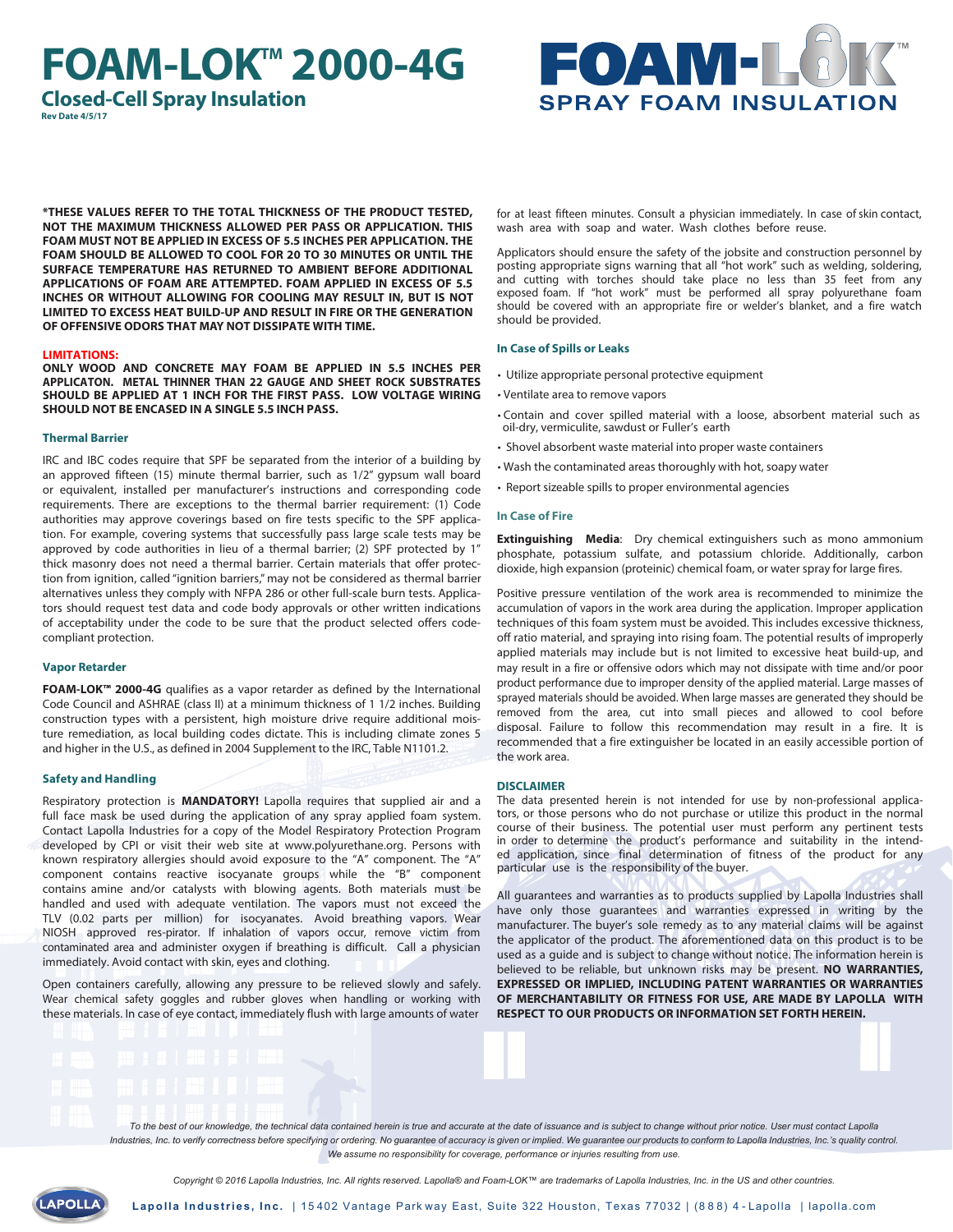# FOAM-LOK™ 2000-4G

## Closed-Cell Spray Insulation

Rev Date 4/5/17

**\*THESE VALUES REFER TO THE TOTAL THICKNESS OF THE PRODUCT TESTED, NOT THE MAXIMUM THICKNESS ALLOWED PER PASS OR APPLICATION. THIS FOAM MUST NOT BE APPLIED IN EXCESS OF 5.5 INCHES PER APPLICATION. THE FOAM SHOULD BE ALLOWED TO COOL FOR 20 TO 30 MINUTES OR UNTIL THE SURFACE TEMPERATURE HAS RETURNED TO AMBIENT BEFORE ADDITIONAL APPLICATIONS OF FOAM ARE ATTEMPTED. FOAM APPLIED IN EXCESS OF 5.5 INCHES OR WITHOUT ALLOWING FOR COOLING MAY RESULT IN, BUT IS NOT LIMITED TO EXCESS HEAT BUILD-UP AND RESULT IN FIRE OR THE GENERATION OF OFFENSIVE ODORS THAT MAY NOT DISSIPATE WITH TIME.**

**LIMITATIONS:**

**ONLY WOOD AND CONCRETE MAY FOAM BE APPLIED IN 5.5 INCHES PER APPLICATON. METAL THINNER THAN 22 GAUGE AND SHEET ROCK SUBSTRATES SHOULD BE APPLIED AT 1 INCH FOR THE FIRST PASS. LOW VOLTAGE WIRING SHOULD NOT BE ENCASED IN A SINGLE 5.5 INCH PASS.**

### Thermal Barrier

IRC and IBC codes require that SPF be separated from the interior of a building by an approved fifteen (15) minute thermal barrier, such as 1/2" gypsum wall board or equivalent, installed per manufacturer's instructions and corresponding code requirements. There are exceptions to the thermal barrier requirement: (1) Code authorities may approve coverings based on fire tests specific to the SPF application. For example, covering systems that successfully pass large scale tests may be approved by code authorities in lieu of a thermal barrier; (2) SPF protected by 1" thick masonry does not need a thermal barrier. Certain materials that offer protection from ignition, called "ignition barriers," may not be considered as thermal barrier alternatives unless they comply with NFPA 286 or other full-scale burn tests. Applicators should request test data and code body approvals or other written indications of acceptability under the code to be sure that the product selected offers code-compliant protection.

### Vapor Retarder

**FOAM-LOK™ 2000-4G** qualifies as a vapor retarder as defined by the International Code Council and ASHRAE (class II) at a minimum thickness of 1 1/2 inches. Building construction types with a persistent, high moisture drive require additional moisture remediation, as local building codes dictate. This is including climate zones 5 and higher in the U.S., as defined in 2004 Supplement to the IRC, Table N1101.2.

### Safety and Handling

Respiratory protection is **MANDATORY!** Lapolla requires that supplied air and a full face mask be used during the application of any spray applied foam system. Contact Lapolla Industries for a copy of the Model Respiratory Protection Program developed by CPI or visit their web site at www.polyurethane.org. Persons with known respiratory allergies should avoid exposure to the "A" component. The "A" component contains reactive isocyanate groups while the "B" component contains amine and/or catalysts with blowing agents. Both materials must be handled and used with adequate ventilation. The vapors must not exceed the TLV (0.02 parts per million) for isocyanates. Avoid breathing vapors. Wear NIOSH approved res-pirator. If inhalation of vapors occur, remove victim from contaminated area and administer oxygen if breathing is difficult. Call a physician immediately. Avoid contact with skin, eyes and clothing.

Open containers carefully, allowing any pressure to be relieved slowly and safely. Wear chemical safety goggles and rubber gloves when handling or working with these materials. In case of eye contact, immediately flush with large amounts of water for at least fifteen minutes. Consult a physician immediately. In case of skin contact, wash area with soap and water. Wash clothes before reuse.

Applicators should ensure the safety of the jobsite and construction personnel by posting appropriate signs warning that all "hot work" such as welding, soldering, and cutting with torches should take place no less than 35 feet from any exposed foam. If "hot work" must be performed all spray polyurethane foam should be covered with an appropriate fire or welder's blanket, and a fire watch should be provided.

### In Case of Spills or Leaks

- Utilize appropriate personal protective equipment
- Ventilate area to remove vapors
- Contain and cover spilled material with a loose, absorbent material such as oil-dry, vermiculite, sawdust or Fuller's earth
- Shovel absorbent waste material into proper waste containers
- Wash the contaminated areas thoroughly with hot, soapy water
- Report sizeable spills to proper environmental agencies

### In Case of Fire

**Extinguishing Media**: Dry chemical extinguishers such as mono ammonium phosphate, potassium sulfate, and potassium chloride. Additionally, carbon dioxide, high expansion (proteinic) chemical foam, or water spray for large fires.

Positive pressure ventilation of the work area is recommended to minimize the accumulation of vapors in the work area during the application. Improper application techniques of this foam system must be avoided. This includes excessive thickness, off ratio material, and spraying into rising foam. The potential results of improperly applied materials may include but is not limited to excessive heat build-up, and may result in a fire or offensive odors which may not dissipate with time and/or poor product performance due to improper density of the applied material. Large masses of sprayed materials should be avoided. When large masses are generated they should be removed from the area, cut into small pieces and allowed to cool before disposal. Failure to follow this recommendation may result in a fire. It is recommended that a fire extinguisher be located in an easily accessible portion of the work area.

### DISCLAIMER

The data presented herein is not intended for use by non-professional applicators, or those persons who do not purchase or utilize this product in the normal course of their business. The potential user must perform any pertinent tests in order to determine the product's performance and suitability in the intended application, since final determination of fitness of the product for any particular use is the responsibility of the buyer.

All guarantees and warranties as to products supplied by Lapolla Industries shall have only those guarantees and warranties expressed in writing by the manufacturer. The buyer's sole remedy as to any material claims will be against the applicator of the product. The aforementioned data on this product is to be used as a guide and is subject to change without notice. The information herein is believed to be reliable, but unknown risks may be present. **NO WARRANTIES, EXPRESSED OR IMPLIED, INCLUDING PATENT WARRANTIES OR WARRANTIES OF MERCHANTABILITY OR FITNESS FOR USE, ARE MADE BY LAPOLLA WITH RESPECT TO OUR PRODUCTS OR INFORMATION SET FORTH HEREIN.**

*To the best of our knowledge, the technical data contained herein is true and accurate at the date of issuance and is subject to change without prior notice. User must contact Lapolla Industries, Inc. to verify correctness before specifying or ordering. No guarantee of accuracy is given or implied. We guarantee our products to conform to Lapolla Industries, Inc.'s quality control. We assume no responsibility for coverage, performance or injuries resulting from use.*

*Copyright © 2016 Lapolla Industries, Inc. All rights reserved. Lapolla® and Foam-LOK™ are trademarks of Lapolla Industries, Inc. in the US and other countries.*

**Lapolla Industries, Inc.** | 15402 Vantage Parkway East, Suite 322 Houston, Texas 77032 | (888) 4-Lapolla | lapolla.com